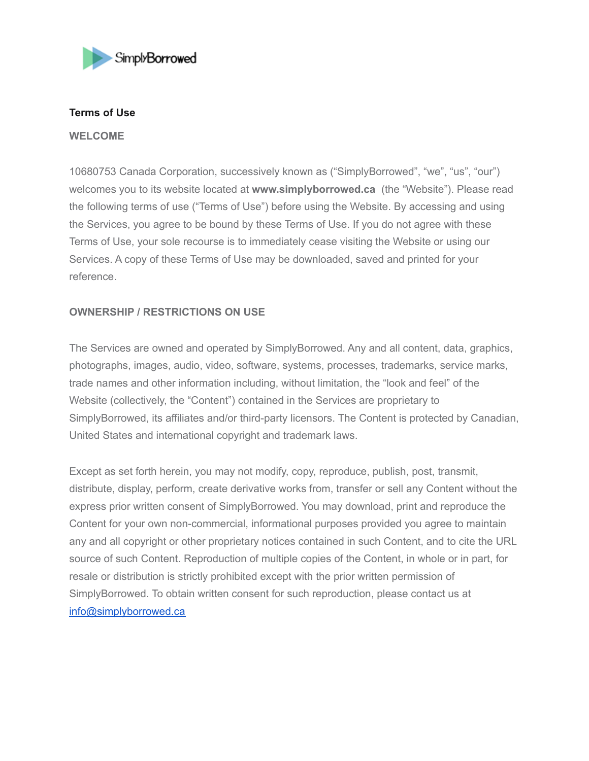SimplyBorrowed

# Terms of Use

## WELCOME

10680753 Canada Corporation, successively known as ("SimplyBorrowed", "we", "us", "our") welcomes you to its website located at **www.simplyborrowed.ca** (the "Website"). Please read the following terms of use ("Terms of Use") before using the Website. By accessing and using the Services, you agree to be bound by these Terms of Use. If you do not agree with these Terms of Use, your sole recourse is to immediately cease visiting the Website or using our Services. A copy of these Terms of Use may be downloaded, saved and printed for your reference.

## OWNERSHIP / RESTRICTIONS ON USE

The Services are owned and operated by SimplyBorrowed. Any and all content, data, graphics, photographs, images, audio, video, software, systems, processes, trademarks, service marks, trade names and other information including, without limitation, the "look and feel" of the Website (collectively, the "Content") contained in the Services are proprietary to SimplyBorrowed, its affiliates and/or third-party licensors. The Content is protected by Canadian, United States and international copyright and trademark laws.

Except as set forth herein, you may not modify, copy, reproduce, publish, post, transmit, distribute, display, perform, create derivative works from, transfer or sell any Content without the express prior written consent of SimplyBorrowed. You may download, print and reproduce the Content for your own non-commercial, informational purposes provided you agree to maintain any and all copyright or other proprietary notices contained in such Content, and to cite the URL source of such Content. Reproduction of multiple copies of the Content, in whole or in part, for resale or distribution is strictly prohibited except with the prior written permission of SimplyBorrowed. To obtain written consent for such reproduction, please contact us at info@simplyborrowed.ca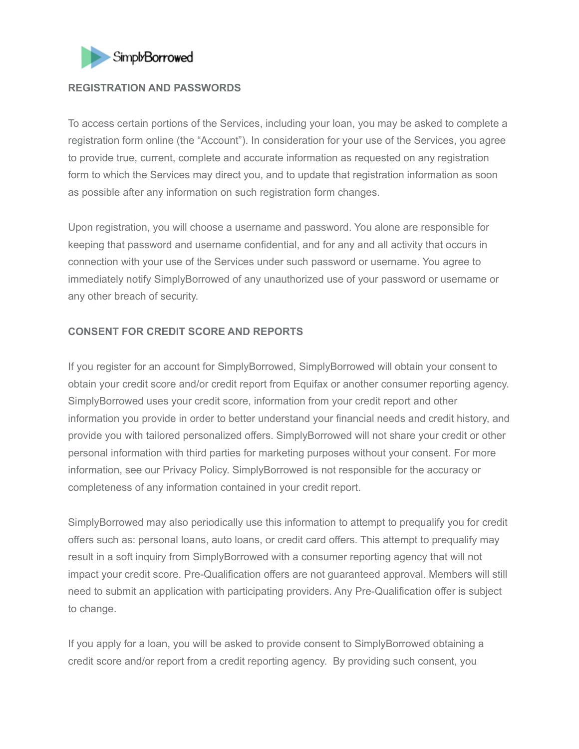## REGISTRATION AND PASSWORDS

To access certain portions of the Services, including your loan, you may be asked to complete a registration form online (the "Account"). In consideration for your use of the Services, you agree to provide true, current, complete and accurate information as requested on any registration form to which the Services may direct you, and to update that registration information as soon as possible after any information on such registration form changes.

Upon registration, you will choose a username and password. You alone are responsible for keeping that password and username confidential, and for any and all activity that occurs in connection with your use of the Services under such password or username. You agree to immediately notify SimplyBorrowed of any unauthorized use of your password or username or any other breach of security.

## CONSENT FOR CREDIT SCORE AND REPORTS

If you register for an account for SimplyBorrowed, SimplyBorrowed will obtain your consent to obtain your credit score and/or credit report from Equifax or another consumer reporting agency. SimplyBorrowed uses your credit score, information from your credit report and other information you provide in order to better understand your financial needs and credit history, and provide you with tailored personalized offers. SimplyBorrowed will not share your credit or other personal information with third parties for marketing purposes without your consent. For more information, see our Privacy Policy. SimplyBorrowed is not responsible for the accuracy or completeness of any information contained in your credit report.

SimplyBorrowed may also periodically use this information to attempt to prequalify you for credit offers such as: personal loans, auto loans, or credit card offers. This attempt to prequalify may result in a soft inquiry from SimplyBorrowed with a consumer reporting agency that will not impact your credit score. Pre-Qualification offers are not guaranteed approval. Members will still need to submit an application with participating providers. Any Pre-Qualification offer is subject to change.

If you apply for a loan, you will be asked to provide consent to SimplyBorrowed obtaining a credit score and/or report from a credit reporting agency. By providing such consent, you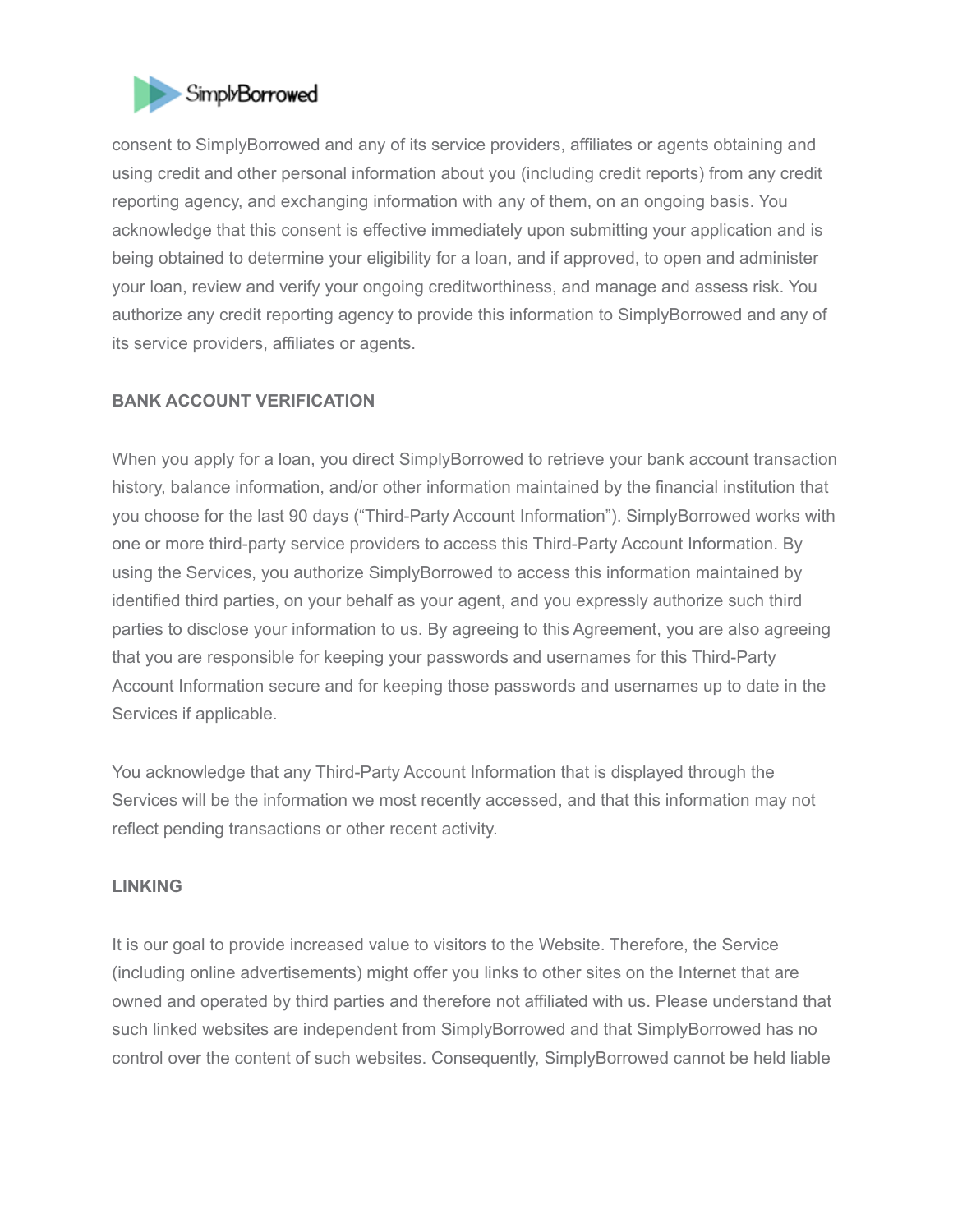consent to SimplyBorrowed and any of its service providers, affiliates or agents obtaining and using credit and other personal information about you (including credit reports) from any credit reporting agency, and exchanging information with any of them, on an ongoing basis. You acknowledge that this consent is effective immediately upon submitting your application and is being obtained to determine your eligibility for a loan, and if approved, to open and administer your loan, review and verify your ongoing creditworthiness, and manage and assess risk. You authorize any credit reporting agency to provide this information to SimplyBorrowed and any of its service providers, affiliates or agents.

**BANK ACCOUNT VERIFICATION**

When you apply for a loan, you direct SimplyBorrowed to retrieve your bank account transaction history, balance information, and/or other information maintained by the financial institution that you choose for the last 90 days ("Third-Party Account Information"). SimplyBorrowed works with one or more third-party service providers to access this Third-Party Account Information. By using the Services, you authorize SimplyBorrowed to access this information maintained by identified third parties, on your behalf as your agent, and you expressly authorize such third parties to disclose your information to us. By agreeing to this Agreement, you are also agreeing that you are responsible for keeping your passwords and usernames for this Third-Party Account Information secure and for keeping those passwords and usernames up to date in the Services if applicable.

You acknowledge that any Third-Party Account Information that is displayed through the Services will be the information we most recently accessed, and that this information may not reflect pending transactions or other recent activity.

**LINKING**

It is our goal to provide increased value to visitors to the Website. Therefore, the Service (including online advertisements) might offer you links to other sites on the Internet that are owned and operated by third parties and therefore not affiliated with us. Please understand that such linked websites are independent from SimplyBorrowed and that SimplyBorrowed has no control over the content of such websites. Consequently, SimplyBorrowed cannot be held liable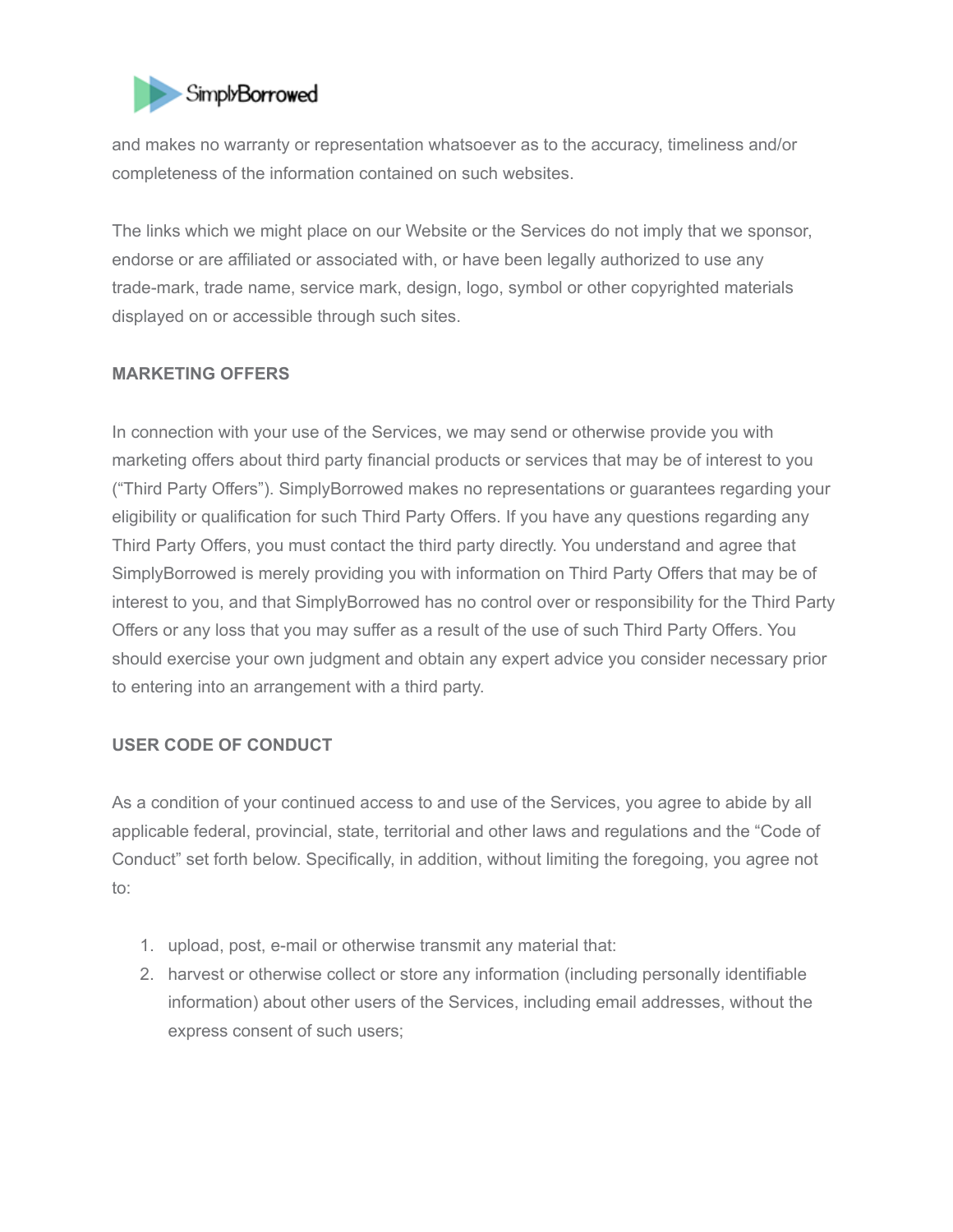and makes no warranty or representation whatsoever as to the accuracy, timeliness and/or completeness of the information contained on such websites.

The links which we might place on our Website or the Services do not imply that we sponsor, endorse or are affiliated or associated with, or have been legally authorized to use any trade-mark, trade name, service mark, design, logo, symbol or other copyrighted materials displayed on or accessible through such sites.

**MARKETING OFFERS**

In connection with your use of the Services, we may send or otherwise provide you with marketing offers about third party financial products or services that may be of interest to you (“Third Party Offers”). SimplyBorrowed makes no representations or guarantees regarding your eligibility or qualification for such Third Party Offers. If you have any questions regarding any Third Party Offers, you must contact the third party directly. You understand and agree that SimplyBorrowed is merely providing you with information on Third Party Offers that may be of interest to you, and that SimplyBorrowed has no control over or responsibility for the Third Party Offers or any loss that you may suffer as a result of the use of such Third Party Offers. You should exercise your own judgment and obtain any expert advice you consider necessary prior to entering into an arrangement with a third party.

**USER CODE OF CONDUCT**

As a condition of your continued access to and use of the Services, you agree to abide by all applicable federal, provincial, state, territorial and other laws and regulations and the “Code of Conduct” set forth below. Specifically, in addition, without limiting the foregoing, you agree not to:

1. upload, post, e-mail or otherwise transmit any material that:
2. harvest or otherwise collect or store any information (including personally identifiable information) about other users of the Services, including email addresses, without the express consent of such users;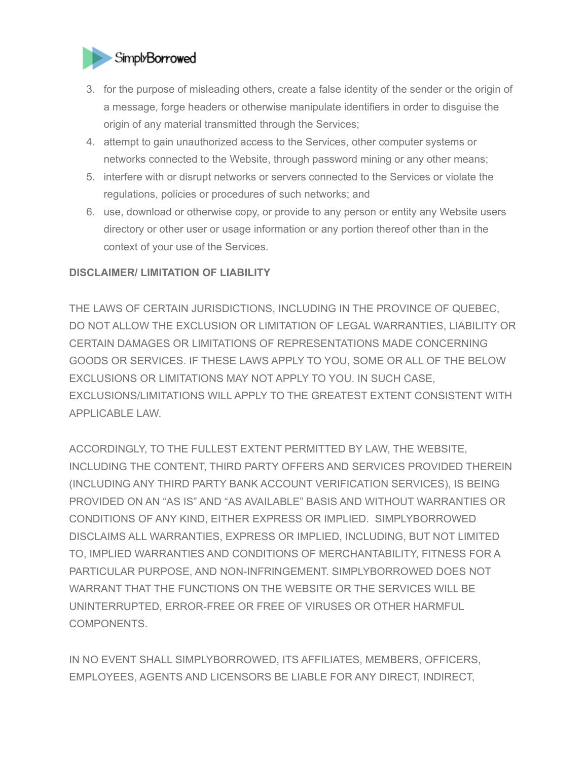3. for the purpose of misleading others, create a false identity of the sender or the origin of a message, forge headers or otherwise manipulate identifiers in order to disguise the origin of any material transmitted through the Services;
4. attempt to gain unauthorized access to the Services, other computer systems or networks connected to the Website, through password mining or any other means;
5. interfere with or disrupt networks or servers connected to the Services or violate the regulations, policies or procedures of such networks; and
6. use, download or otherwise copy, or provide to any person or entity any Website users directory or other user or usage information or any portion thereof other than in the context of your use of the Services.

**DISCLAIMER/ LIMITATION OF LIABILITY**

THE LAWS OF CERTAIN JURISDICTIONS, INCLUDING IN THE PROVINCE OF QUEBEC, DO NOT ALLOW THE EXCLUSION OR LIMITATION OF LEGAL WARRANTIES, LIABILITY OR CERTAIN DAMAGES OR LIMITATIONS OF REPRESENTATIONS MADE CONCERNING GOODS OR SERVICES. IF THESE LAWS APPLY TO YOU, SOME OR ALL OF THE BELOW EXCLUSIONS OR LIMITATIONS MAY NOT APPLY TO YOU. IN SUCH CASE, EXCLUSIONS/LIMITATIONS WILL APPLY TO THE GREATEST EXTENT CONSISTENT WITH APPLICABLE LAW.

ACCORDINGLY, TO THE FULLEST EXTENT PERMITTED BY LAW, THE WEBSITE, INCLUDING THE CONTENT, THIRD PARTY OFFERS AND SERVICES PROVIDED THEREIN (INCLUDING ANY THIRD PARTY BANK ACCOUNT VERIFICATION SERVICES), IS BEING PROVIDED ON AN “AS IS” AND “AS AVAILABLE” BASIS AND WITHOUT WARRANTIES OR CONDITIONS OF ANY KIND, EITHER EXPRESS OR IMPLIED. SIMPLYBORROWED DISCLAIMS ALL WARRANTIES, EXPRESS OR IMPLIED, INCLUDING, BUT NOT LIMITED TO, IMPLIED WARRANTIES AND CONDITIONS OF MERCHANTABILITY, FITNESS FOR A PARTICULAR PURPOSE, AND NON-INFRINGEMENT. SIMPLYBORROWED DOES NOT WARRANT THAT THE FUNCTIONS ON THE WEBSITE OR THE SERVICES WILL BE UNINTERRUPTED, ERROR-FREE OR FREE OF VIRUSES OR OTHER HARMFUL COMPONENTS.

IN NO EVENT SHALL SIMPLYBORROWED, ITS AFFILIATES, MEMBERS, OFFICERS, EMPLOYEES, AGENTS AND LICENSORS BE LIABLE FOR ANY DIRECT, INDIRECT,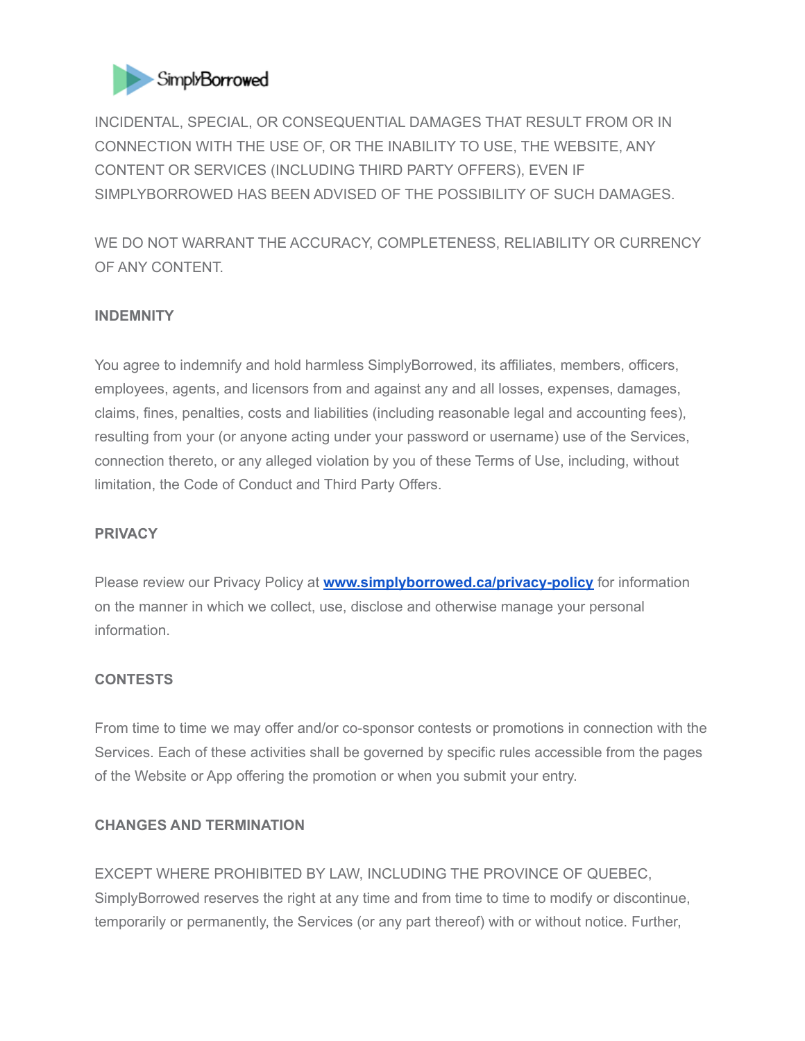INCIDENTAL, SPECIAL, OR CONSEQUENTIAL DAMAGES THAT RESULT FROM OR IN CONNECTION WITH THE USE OF, OR THE INABILITY TO USE, THE WEBSITE, ANY CONTENT OR SERVICES (INCLUDING THIRD PARTY OFFERS), EVEN IF SIMPLYBORROWED HAS BEEN ADVISED OF THE POSSIBILITY OF SUCH DAMAGES.

WE DO NOT WARRANT THE ACCURACY, COMPLETENESS, RELIABILITY OR CURRENCY OF ANY CONTENT.

**INDEMNITY**

You agree to indemnify and hold harmless SimplyBorrowed, its affiliates, members, officers, employees, agents, and licensors from and against any and all losses, expenses, damages, claims, fines, penalties, costs and liabilities (including reasonable legal and accounting fees), resulting from your (or anyone acting under your password or username) use of the Services, connection thereto, or any alleged violation by you of these Terms of Use, including, without limitation, the Code of Conduct and Third Party Offers.

**PRIVACY**

Please review our Privacy Policy at **[www.simplyborrowed.ca/privacy-policy](www.simplyborrowed.ca/privacy-policy)** for information on the manner in which we collect, use, disclose and otherwise manage your personal information.

**CONTESTS**

From time to time we may offer and/or co-sponsor contests or promotions in connection with the Services. Each of these activities shall be governed by specific rules accessible from the pages of the Website or App offering the promotion or when you submit your entry.

**CHANGES AND TERMINATION**

EXCEPT WHERE PROHIBITED BY LAW, INCLUDING THE PROVINCE OF QUEBEC, SimplyBorrowed reserves the right at any time and from time to time to modify or discontinue, temporarily or permanently, the Services (or any part thereof) with or without notice. Further,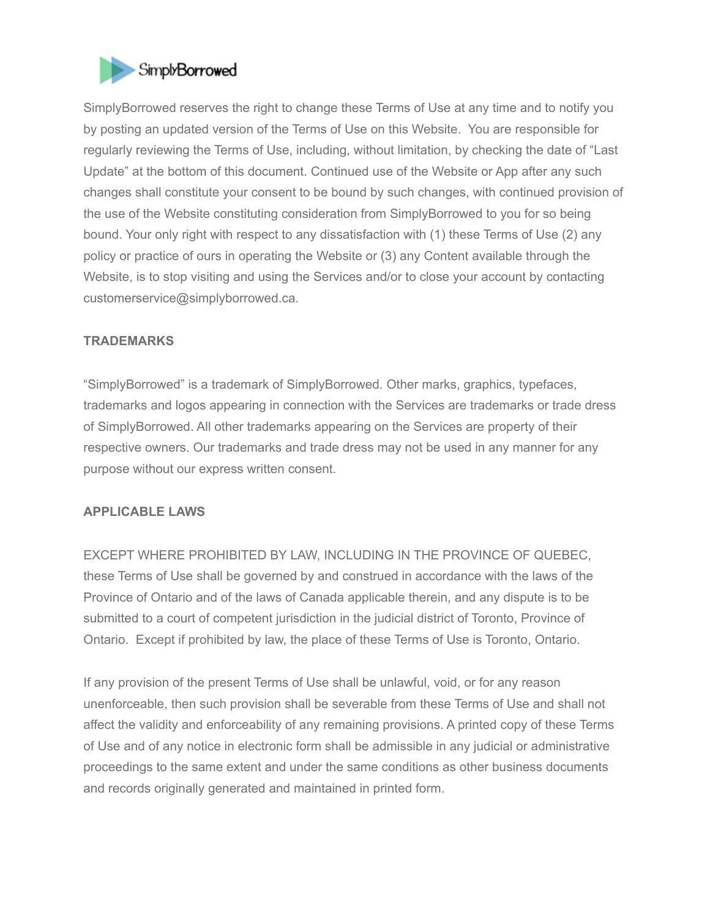SimplyBorrowed reserves the right to change these Terms of Use at any time and to notify you by posting an updated version of the Terms of Use on this Website. You are responsible for regularly reviewing the Terms of Use, including, without limitation, by checking the date of "Last Update" at the bottom of this document. Continued use of the Website or App after any such changes shall constitute your consent to be bound by such changes, with continued provision of the use of the Website constituting consideration from SimplyBorrowed to you for so being bound. Your only right with respect to any dissatisfaction with (1) these Terms of Use (2) any policy or practice of ours in operating the Website or (3) any Content available through the Website, is to stop visiting and using the Services and/or to close your account by contacting customerservice@simplyborrowed.ca.

## TRADEMARKS

"SimplyBorrowed" is a trademark of SimplyBorrowed. Other marks, graphics, typefaces, trademarks and logos appearing in connection with the Services are trademarks or trade dress of SimplyBorrowed. All other trademarks appearing on the Services are property of their respective owners. Our trademarks and trade dress may not be used in any manner for any purpose without our express written consent.

## APPLICABLE LAWS

EXCEPT WHERE PROHIBITED BY LAW, INCLUDING IN THE PROVINCE OF QUEBEC, these Terms of Use shall be governed by and construed in accordance with the laws of the Province of Ontario and of the laws of Canada applicable therein, and any dispute is to be submitted to a court of competent jurisdiction in the judicial district of Toronto, Province of Ontario. Except if prohibited by law, the place of these Terms of Use is Toronto, Ontario.

If any provision of the present Terms of Use shall be unlawful, void, or for any reason unenforceable, then such provision shall be severable from these Terms of Use and shall not affect the validity and enforceability of any remaining provisions. A printed copy of these Terms of Use and of any notice in electronic form shall be admissible in any judicial or administrative proceedings to the same extent and under the same conditions as other business documents and records originally generated and maintained in printed form.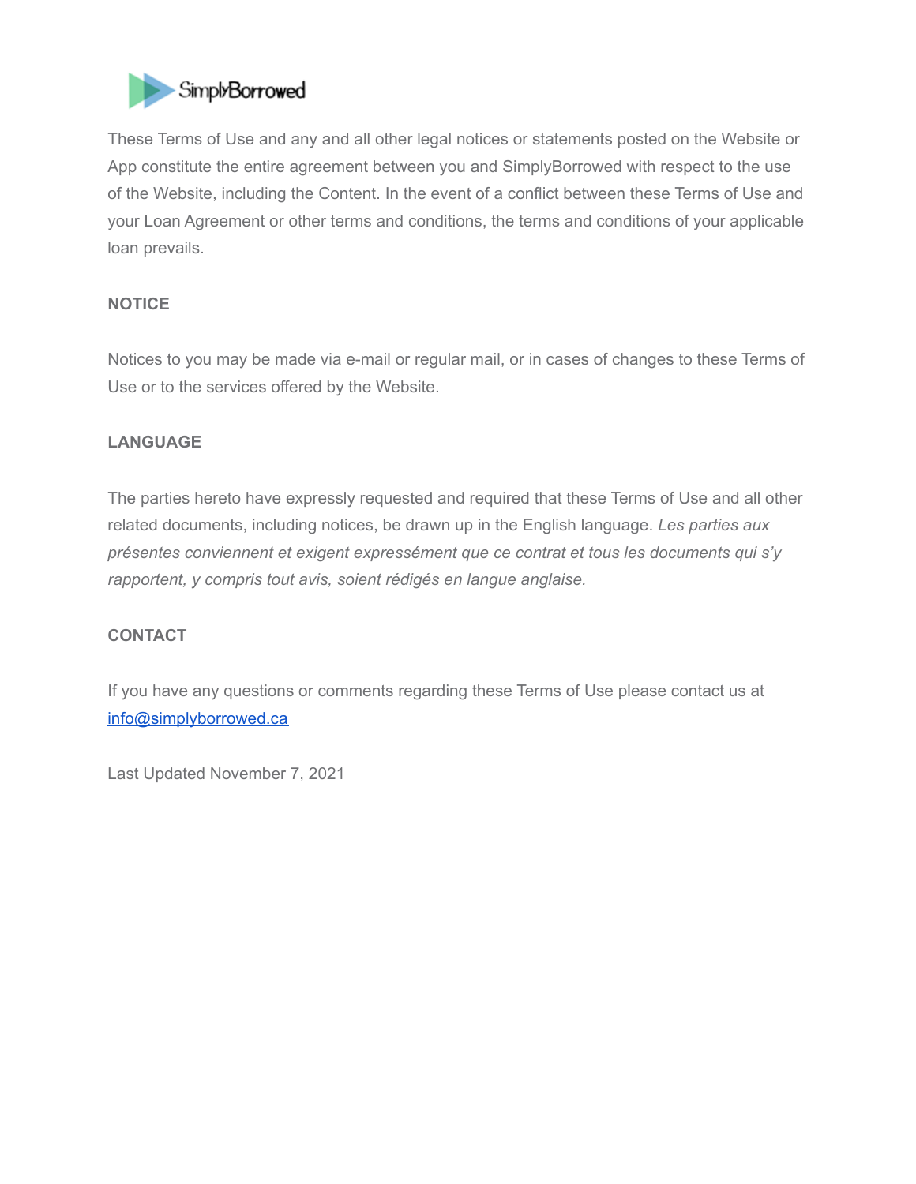These Terms of Use and any and all other legal notices or statements posted on the Website or App constitute the entire agreement between you and SimplyBorrowed with respect to the use of the Website, including the Content. In the event of a conflict between these Terms of Use and your Loan Agreement or other terms and conditions, the terms and conditions of your applicable loan prevails.

**NOTICE**

Notices to you may be made via e-mail or regular mail, or in cases of changes to these Terms of Use or to the services offered by the Website.

**LANGUAGE**

The parties hereto have expressly requested and required that these Terms of Use and all other related documents, including notices, be drawn up in the English language. *Les parties aux présentes conviennent et exigent expressément que ce contrat et tous les documents qui s'y rapportent, y compris tout avis, soient rédigés en langue anglaise.*

**CONTACT**

If you have any questions or comments regarding these Terms of Use please contact us at [info@simplyborrowed.ca](mailto:info@simplyborrowed.ca)

Last Updated November 7, 2021